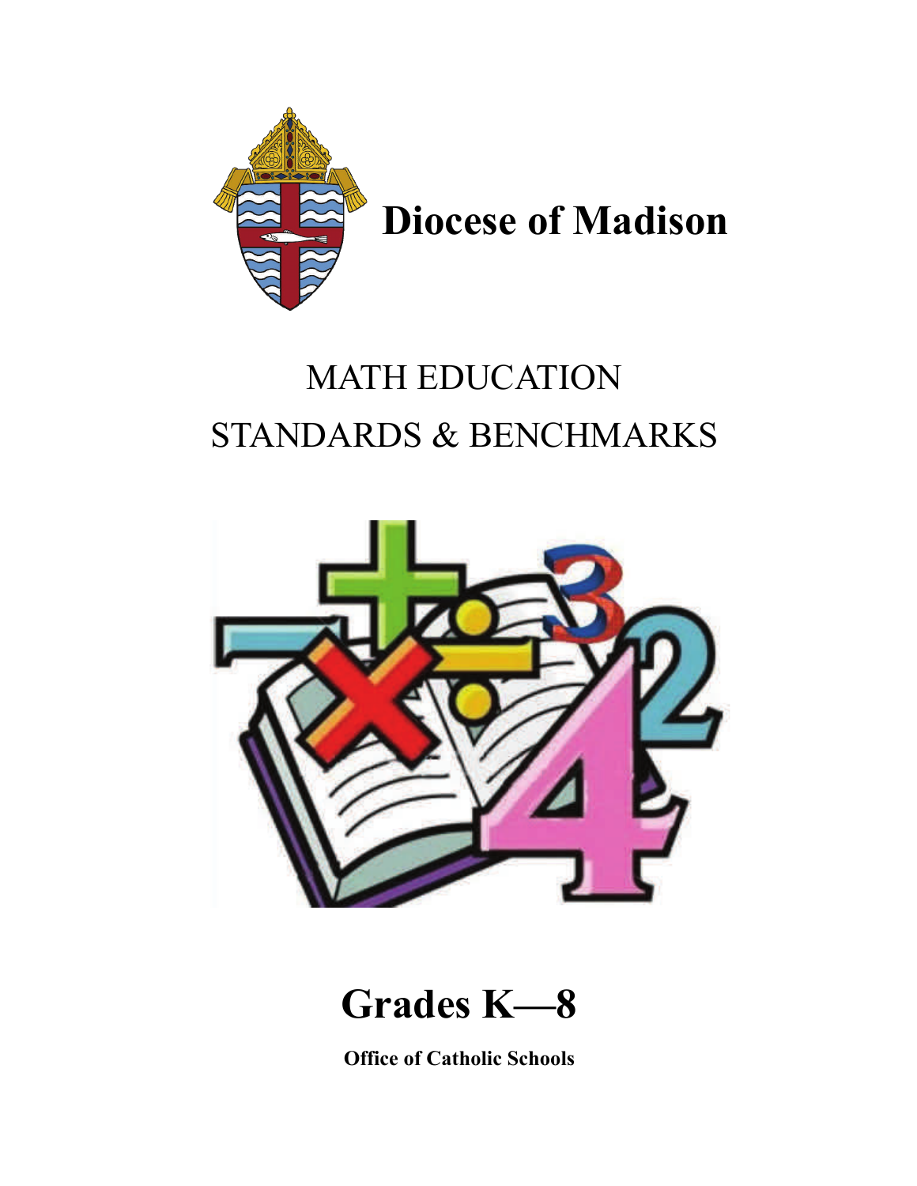# Diocese of Madison

## MATH EDUCATION
## STANDARDS & BENCHMARKS

# Grades K—8

**Office of Catholic Schools**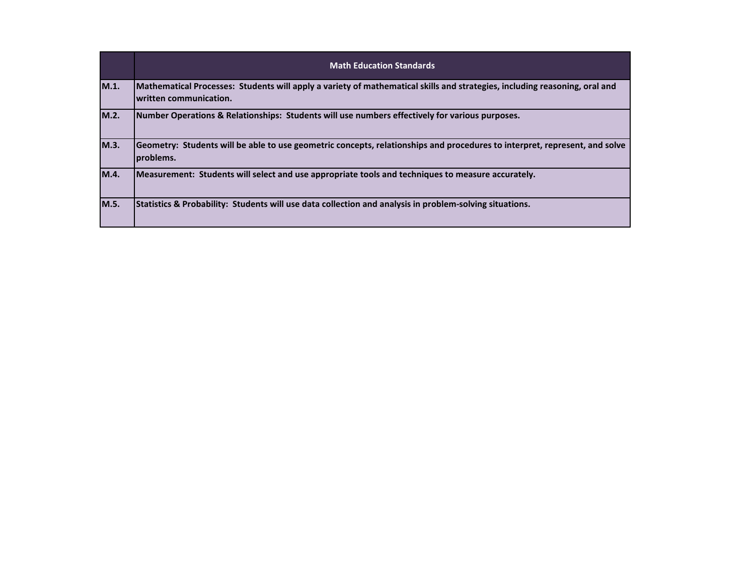| | Math Education Standards |
|---|---|
| **M.1.** | **Mathematical Processes: Students will apply a variety of mathematical skills and strategies, including reasoning, oral and written communication.** |
| **M.2.** | **Number Operations & Relationships: Students will use numbers effectively for various purposes.** |
| **M.3.** | **Geometry: Students will be able to use geometric concepts, relationships and procedures to interpret, represent, and solve problems.** |
| **M.4.** | **Measurement: Students will select and use appropriate tools and techniques to measure accurately.** |
| **M.5.** | **Statistics & Probability: Students will use data collection and analysis in problem-solving situations.** |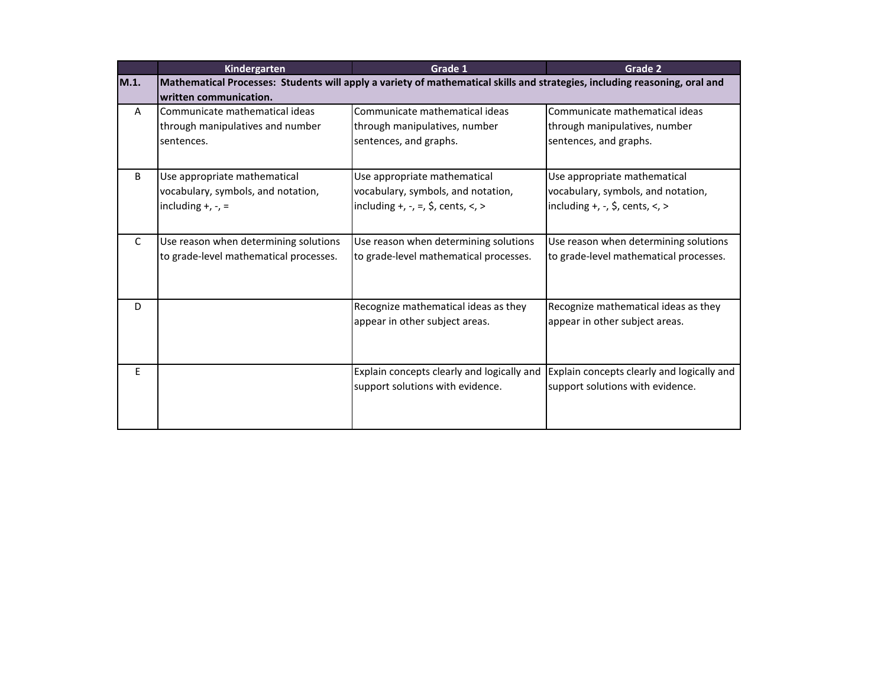| | Kindergarten | Grade 1 | Grade 2 |
|---|---|---|---|
| **M.1.** | **Mathematical Processes: Students will apply a variety of mathematical skills and strategies, including reasoning, oral and written communication.** | | |
| A | Communicate mathematical ideas through manipulatives and number sentences. | Communicate mathematical ideas through manipulatives, number sentences, and graphs. | Communicate mathematical ideas through manipulatives, number sentences, and graphs. |
| B | Use appropriate mathematical vocabulary, symbols, and notation, including +, -, = | Use appropriate mathematical vocabulary, symbols, and notation, including +, -, =, $, cents, <, > | Use appropriate mathematical vocabulary, symbols, and notation, including +, -, $, cents, <, > |
| C | Use reason when determining solutions to grade-level mathematical processes. | Use reason when determining solutions to grade-level mathematical processes. | Use reason when determining solutions to grade-level mathematical processes. |
| D | | Recognize mathematical ideas as they appear in other subject areas. | Recognize mathematical ideas as they appear in other subject areas. |
| E | | Explain concepts clearly and logically and support solutions with evidence. | Explain concepts clearly and logically and support solutions with evidence. |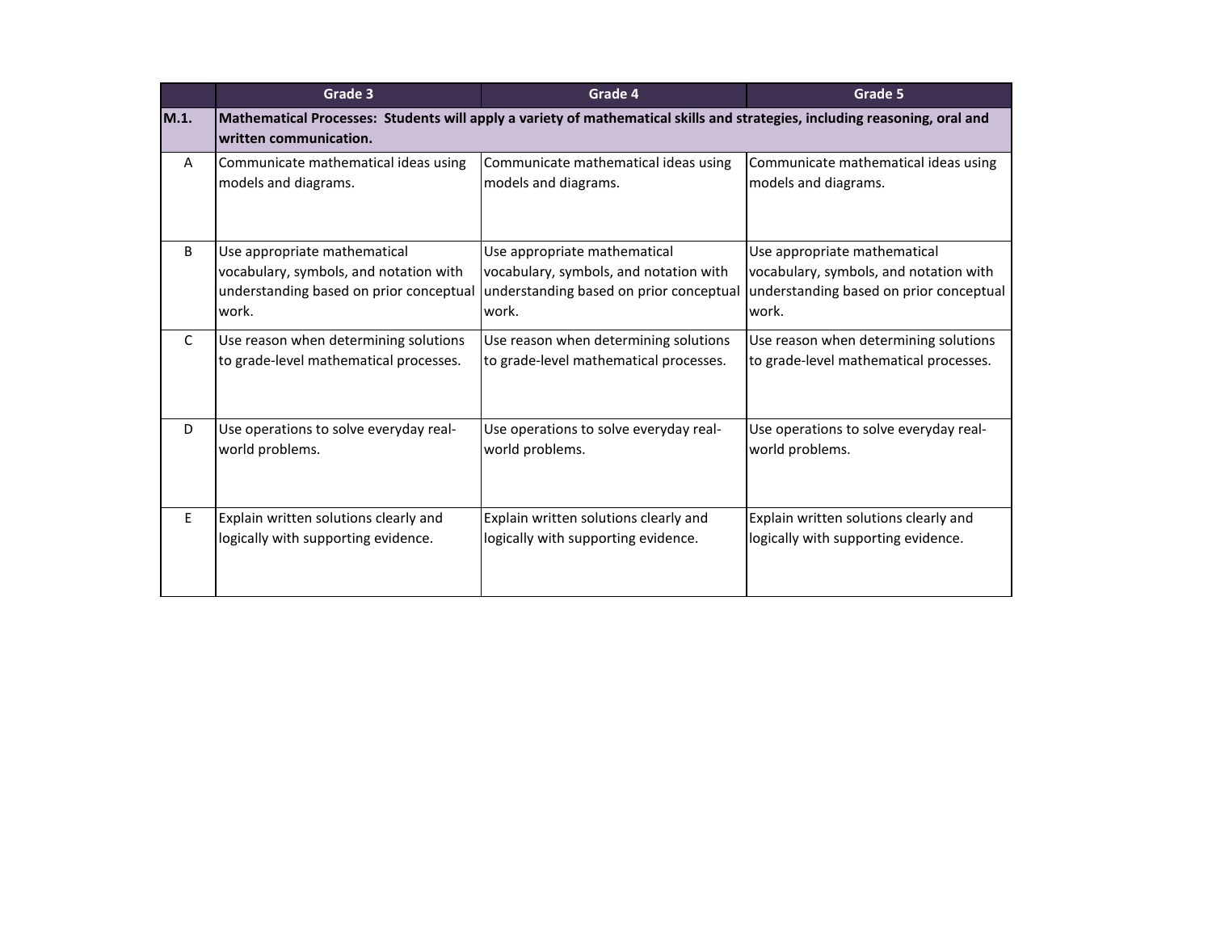| | Grade 3 | Grade 4 | Grade 5 |
|---|---|---|---|
| **M.1.** | **Mathematical Processes: Students will apply a variety of mathematical skills and strategies, including reasoning, oral and written communication.** | | |
| A | Communicate mathematical ideas using models and diagrams. | Communicate mathematical ideas using models and diagrams. | Communicate mathematical ideas using models and diagrams. |
| B | Use appropriate mathematical vocabulary, symbols, and notation with understanding based on prior conceptual work. | Use appropriate mathematical vocabulary, symbols, and notation with understanding based on prior conceptual work. | Use appropriate mathematical vocabulary, symbols, and notation with understanding based on prior conceptual work. |
| C | Use reason when determining solutions to grade-level mathematical processes. | Use reason when determining solutions to grade-level mathematical processes. | Use reason when determining solutions to grade-level mathematical processes. |
| D | Use operations to solve everyday real-world problems. | Use operations to solve everyday real-world problems. | Use operations to solve everyday real-world problems. |
| E | Explain written solutions clearly and logically with supporting evidence. | Explain written solutions clearly and logically with supporting evidence. | Explain written solutions clearly and logically with supporting evidence. |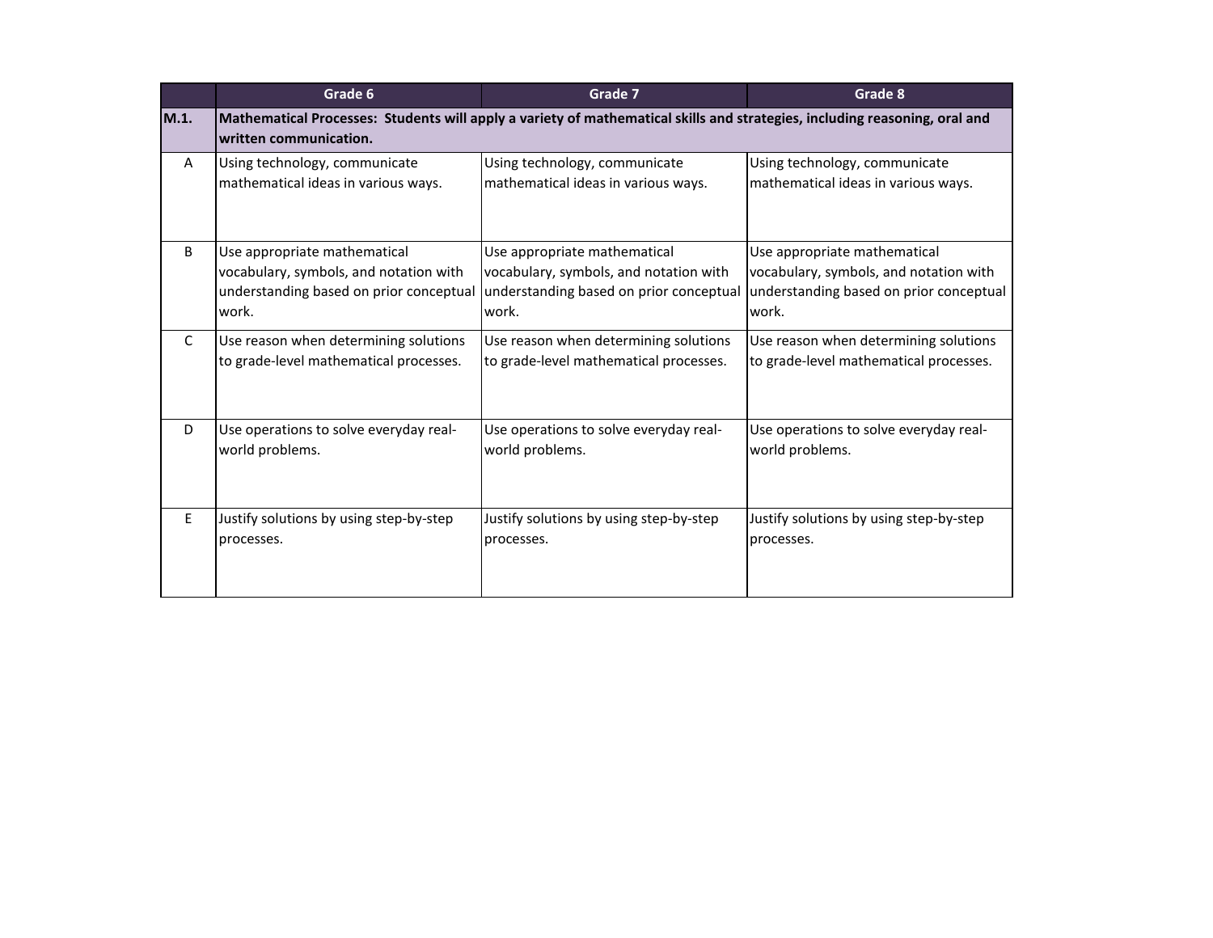| | Grade 6 | Grade 7 | Grade 8 |
|---|---|---|---|
| **M.1.** | **Mathematical Processes: Students will apply a variety of mathematical skills and strategies, including reasoning, oral and written communication.** | | |
| A | Using technology, communicate mathematical ideas in various ways. | Using technology, communicate mathematical ideas in various ways. | Using technology, communicate mathematical ideas in various ways. |
| B | Use appropriate mathematical vocabulary, symbols, and notation with understanding based on prior conceptual work. | Use appropriate mathematical vocabulary, symbols, and notation with understanding based on prior conceptual work. | Use appropriate mathematical vocabulary, symbols, and notation with understanding based on prior conceptual work. |
| C | Use reason when determining solutions to grade-level mathematical processes. | Use reason when determining solutions to grade-level mathematical processes. | Use reason when determining solutions to grade-level mathematical processes. |
| D | Use operations to solve everyday real-world problems. | Use operations to solve everyday real-world problems. | Use operations to solve everyday real-world problems. |
| E | Justify solutions by using step-by-step processes. | Justify solutions by using step-by-step processes. | Justify solutions by using step-by-step processes. |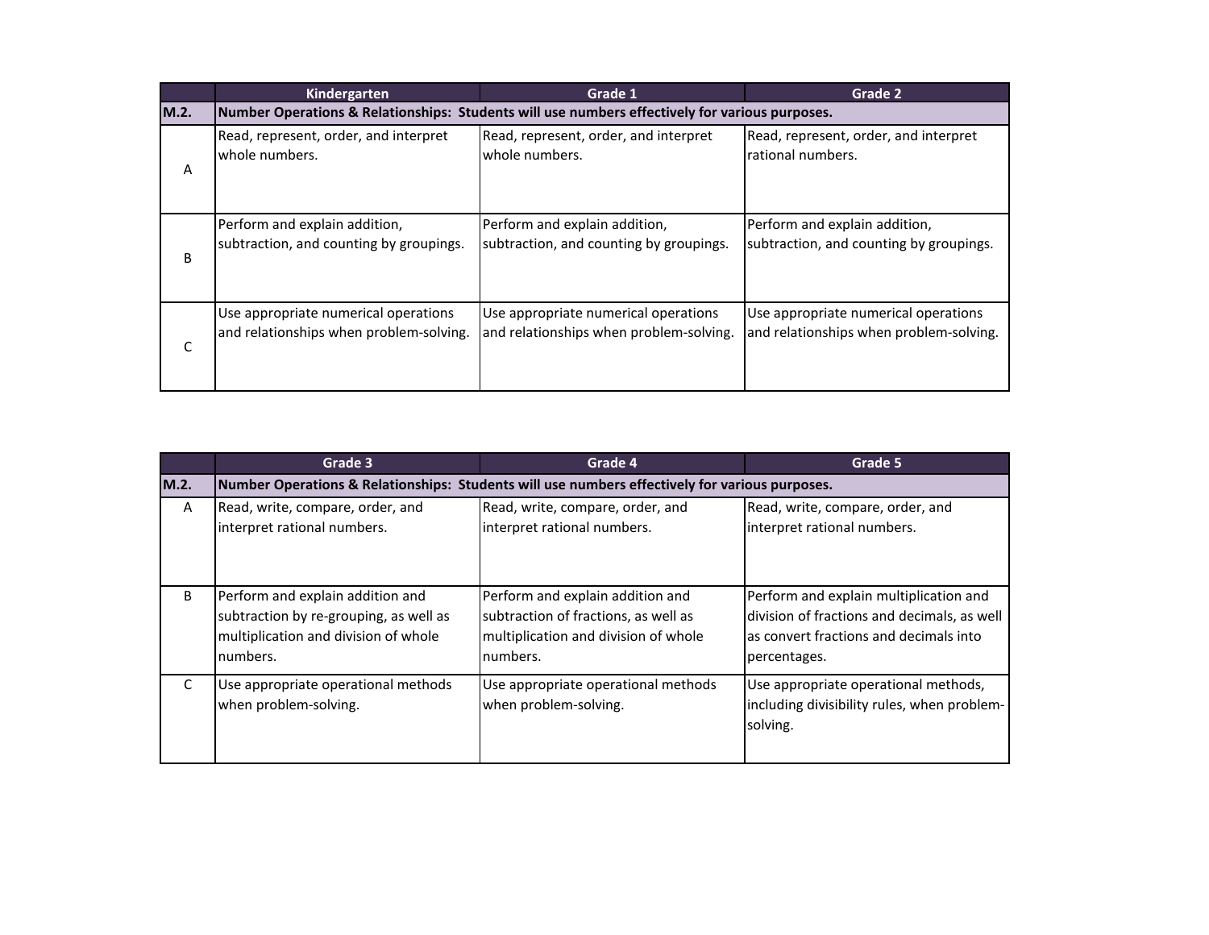| | Kindergarten | Grade 1 | Grade 2 |
|---|---|---|---|
| **M.2.** | **Number Operations & Relationships: Students will use numbers effectively for various purposes.** | | |
| A | Read, represent, order, and interpret whole numbers. | Read, represent, order, and interpret whole numbers. | Read, represent, order, and interpret rational numbers. |
| B | Perform and explain addition, subtraction, and counting by groupings. | Perform and explain addition, subtraction, and counting by groupings. | Perform and explain addition, subtraction, and counting by groupings. |
| C | Use appropriate numerical operations and relationships when problem-solving. | Use appropriate numerical operations and relationships when problem-solving. | Use appropriate numerical operations and relationships when problem-solving. |

| | Grade 3 | Grade 4 | Grade 5 |
|---|---|---|---|
| **M.2.** | **Number Operations & Relationships: Students will use numbers effectively for various purposes.** | | |
| A | Read, write, compare, order, and interpret rational numbers. | Read, write, compare, order, and interpret rational numbers. | Read, write, compare, order, and interpret rational numbers. |
| B | Perform and explain addition and subtraction by re-grouping, as well as multiplication and division of whole numbers. | Perform and explain addition and subtraction of fractions, as well as multiplication and division of whole numbers. | Perform and explain multiplication and division of fractions and decimals, as well as convert fractions and decimals into percentages. |
| C | Use appropriate operational methods when problem-solving. | Use appropriate operational methods when problem-solving. | Use appropriate operational methods, including divisibility rules, when problem-solving. |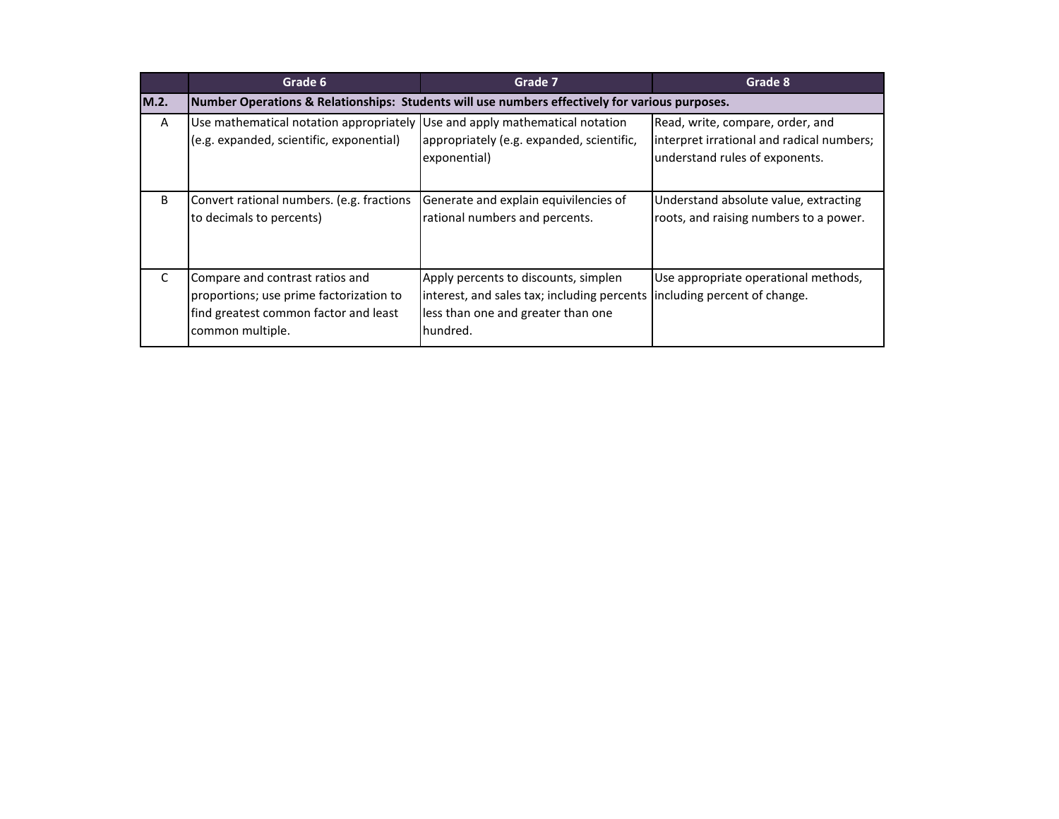| | Grade 6 | Grade 7 | Grade 8 |
|---|---|---|---|
| **M.2.** | **Number Operations & Relationships: Students will use numbers effectively for various purposes.** | | |
| A | Use mathematical notation appropriately (e.g. expanded, scientific, exponential) | Use and apply mathematical notation appropriately (e.g. expanded, scientific, exponential) | Read, write, compare, order, and interpret irrational and radical numbers; understand rules of exponents. |
| B | Convert rational numbers. (e.g. fractions to decimals to percents) | Generate and explain equivilencies of rational numbers and percents. | Understand absolute value, extracting roots, and raising numbers to a power. |
| C | Compare and contrast ratios and proportions; use prime factorization to find greatest common factor and least common multiple. | Apply percents to discounts, simplen interest, and sales tax; including percents less than one and greater than one hundred. | Use appropriate operational methods, including percent of change. |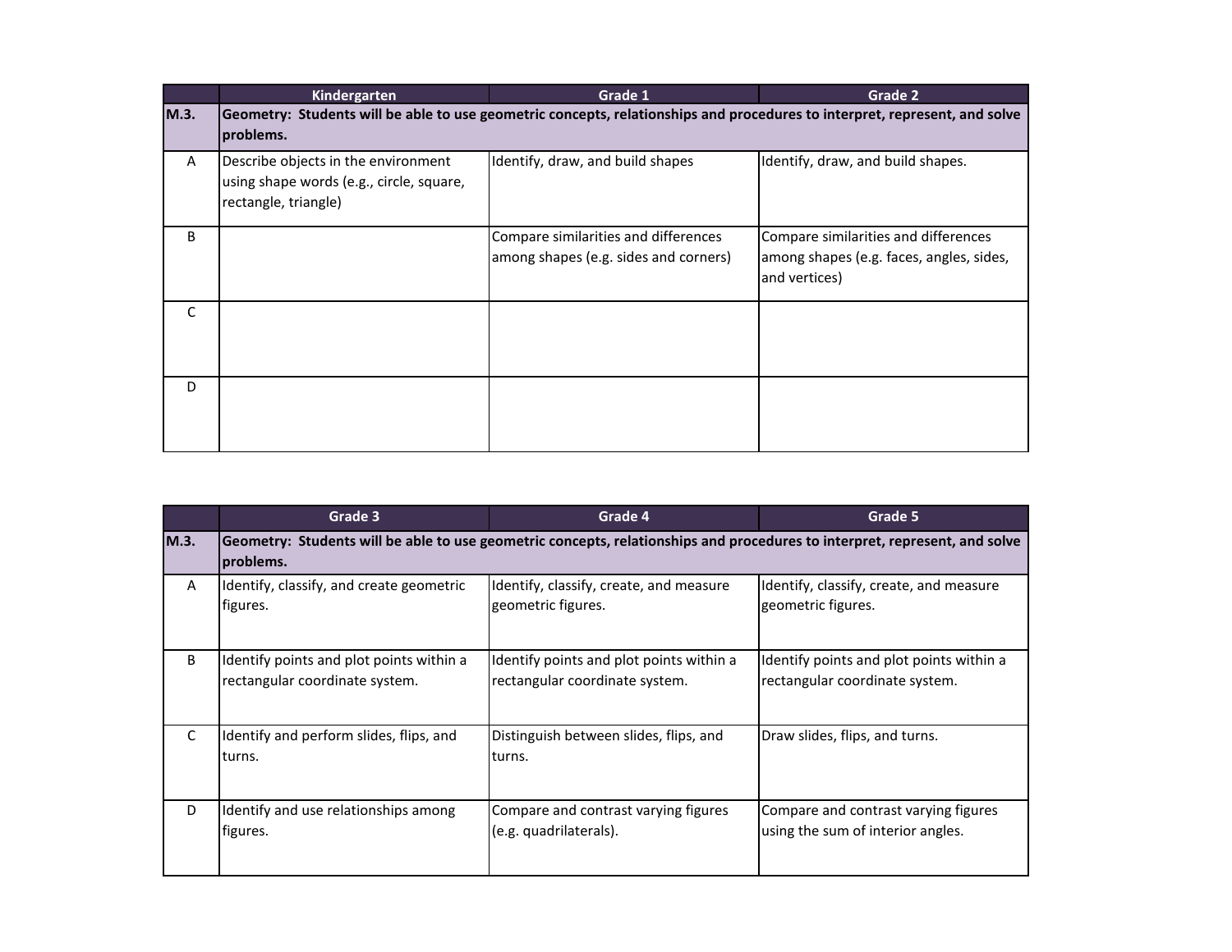| | Kindergarten | Grade 1 | Grade 2 |
|---|---|---|---|
| **M.3.** | **Geometry: Students will be able to use geometric concepts, relationships and procedures to interpret, represent, and solve problems.** | | |
| A | Describe objects in the environment using shape words (e.g., circle, square, rectangle, triangle) | Identify, draw, and build shapes | Identify, draw, and build shapes. |
| B | | Compare similarities and differences among shapes (e.g. sides and corners) | Compare similarities and differences among shapes (e.g. faces, angles, sides, and vertices) |
| C | | | |
| D | | | |

| | Grade 3 | Grade 4 | Grade 5 |
|---|---|---|---|
| **M.3.** | **Geometry: Students will be able to use geometric concepts, relationships and procedures to interpret, represent, and solve problems.** | | |
| A | Identify, classify, and create geometric figures. | Identify, classify, create, and measure geometric figures. | Identify, classify, create, and measure geometric figures. |
| B | Identify points and plot points within a rectangular coordinate system. | Identify points and plot points within a rectangular coordinate system. | Identify points and plot points within a rectangular coordinate system. |
| C | Identify and perform slides, flips, and turns. | Distinguish between slides, flips, and turns. | Draw slides, flips, and turns. |
| D | Identify and use relationships among figures. | Compare and contrast varying figures (e.g. quadrilaterals). | Compare and contrast varying figures using the sum of interior angles. |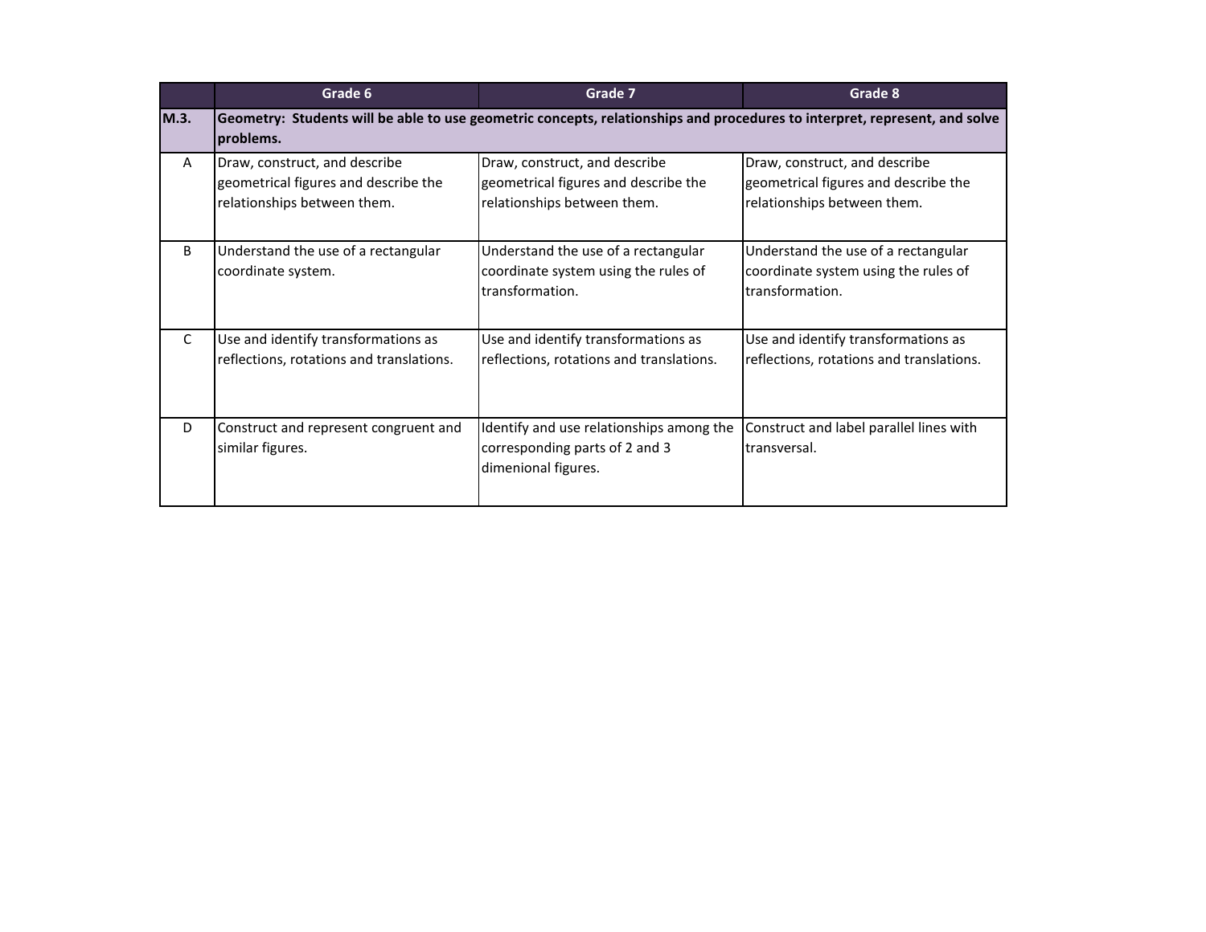| | Grade 6 | Grade 7 | Grade 8 |
|---|---|---|---|
| **M.3.** | **Geometry: Students will be able to use geometric concepts, relationships and procedures to interpret, represent, and solve problems.** | | |
| A | Draw, construct, and describe geometrical figures and describe the relationships between them. | Draw, construct, and describe geometrical figures and describe the relationships between them. | Draw, construct, and describe geometrical figures and describe the relationships between them. |
| B | Understand the use of a rectangular coordinate system. | Understand the use of a rectangular coordinate system using the rules of transformation. | Understand the use of a rectangular coordinate system using the rules of transformation. |
| C | Use and identify transformations as reflections, rotations and translations. | Use and identify transformations as reflections, rotations and translations. | Use and identify transformations as reflections, rotations and translations. |
| D | Construct and represent congruent and similar figures. | Identify and use relationships among the corresponding parts of 2 and 3 dimenional figures. | Construct and label parallel lines with transversal. |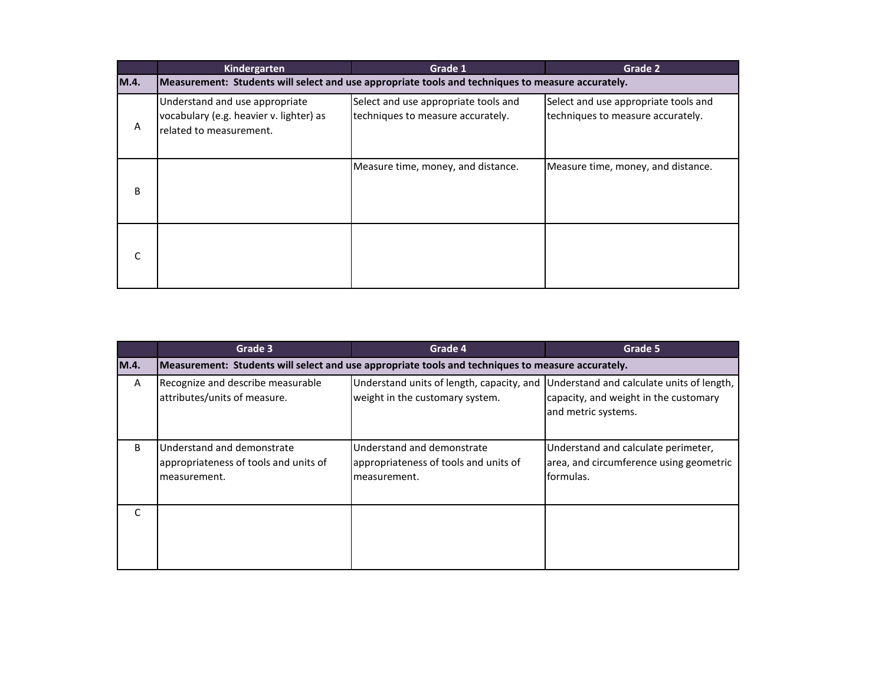| | Kindergarten | Grade 1 | Grade 2 |
|---|---|---|---|
| **M.4.** | **Measurement: Students will select and use appropriate tools and techniques to measure accurately.** | | |
| A | Understand and use appropriate vocabulary (e.g. heavier v. lighter) as related to measurement. | Select and use appropriate tools and techniques to measure accurately. | Select and use appropriate tools and techniques to measure accurately. |
| B | | Measure time, money, and distance. | Measure time, money, and distance. |
| C | | | |

| | Grade 3 | Grade 4 | Grade 5 |
|---|---|---|---|
| **M.4.** | **Measurement: Students will select and use appropriate tools and techniques to measure accurately.** | | |
| A | Recognize and describe measurable attributes/units of measure. | Understand units of length, capacity, and weight in the customary system. | Understand and calculate units of length, capacity, and weight in the customary and metric systems. |
| B | Understand and demonstrate appropriateness of tools and units of measurement. | Understand and demonstrate appropriateness of tools and units of measurement. | Understand and calculate perimeter, area, and circumference using geometric formulas. |
| C | | | |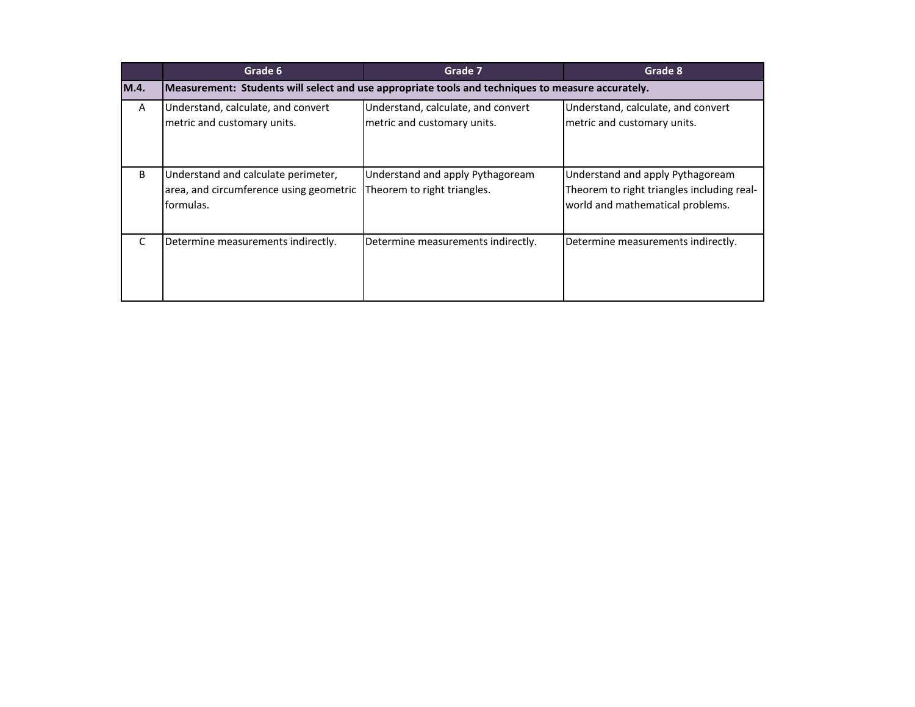| | Grade 6 | Grade 7 | Grade 8 |
|---|---|---|---|
| **M.4.** | **Measurement: Students will select and use appropriate tools and techniques to measure accurately.** | | |
| A | Understand, calculate, and convert metric and customary units. | Understand, calculate, and convert metric and customary units. | Understand, calculate, and convert metric and customary units. |
| B | Understand and calculate perimeter, area, and circumference using geometric formulas. | Understand and apply Pythagoream Theorem to right triangles. | Understand and apply Pythagoream Theorem to right triangles including real-world and mathematical problems. |
| C | Determine measurements indirectly. | Determine measurements indirectly. | Determine measurements indirectly. |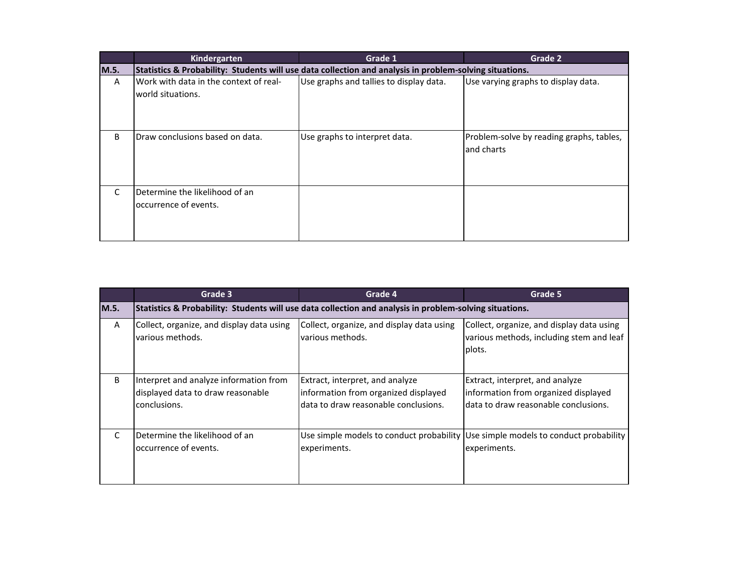|  | Kindergarten | Grade 1 | Grade 2 |
|---|---|---|---|
| **M.5.** | **Statistics & Probability: Students will use data collection and analysis in problem-solving situations.** | | |
| A | Work with data in the context of real-world situations. | Use graphs and tallies to display data. | Use varying graphs to display data. |
| B | Draw conclusions based on data. | Use graphs to interpret data. | Problem-solve by reading graphs, tables, and charts |
| C | Determine the likelihood of an occurrence of events. |  |  |

|  | Grade 3 | Grade 4 | Grade 5 |
|---|---|---|---|
| **M.5.** | **Statistics & Probability: Students will use data collection and analysis in problem-solving situations.** | | |
| A | Collect, organize, and display data using various methods. | Collect, organize, and display data using various methods. | Collect, organize, and display data using various methods, including stem and leaf plots. |
| B | Interpret and analyze information from displayed data to draw reasonable conclusions. | Extract, interpret, and analyze information from organized displayed data to draw reasonable conclusions. | Extract, interpret, and analyze information from organized displayed data to draw reasonable conclusions. |
| C | Determine the likelihood of an occurrence of events. | Use simple models to conduct probability experiments. | Use simple models to conduct probability experiments. |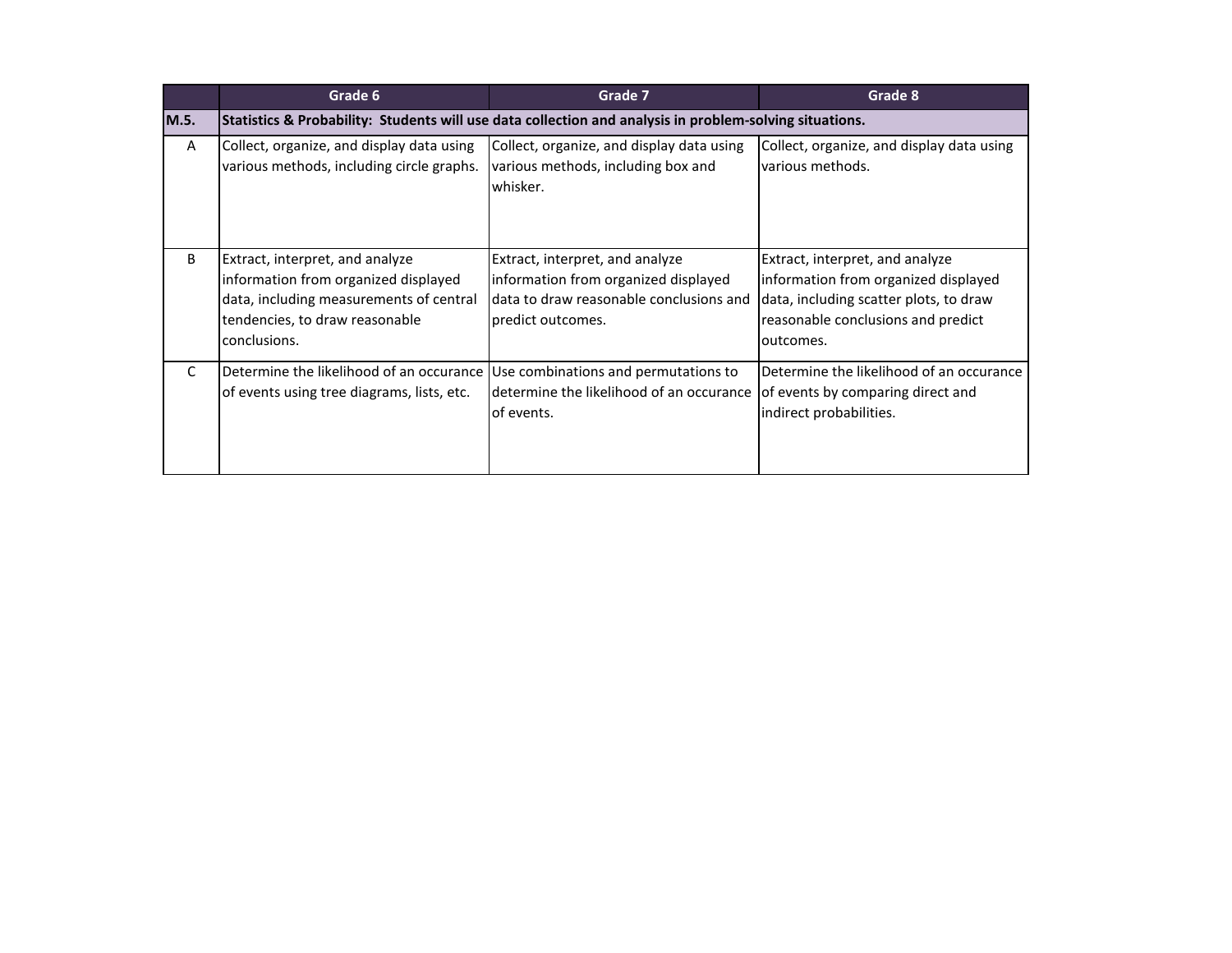|  | Grade 6 | Grade 7 | Grade 8 |
|---|---|---|---|
| **M.5.** | **Statistics & Probability:  Students will use data collection and analysis in problem-solving situations.** | | |
| A | Collect, organize, and display data using various methods, including circle graphs. | Collect, organize, and display data using various methods, including box and whisker. | Collect, organize, and display data using various methods. |
| B | Extract, interpret, and analyze information from organized displayed data, including measurements of central tendencies, to draw reasonable conclusions. | Extract, interpret, and analyze information from organized displayed data to draw reasonable conclusions and predict outcomes. | Extract, interpret, and analyze information from organized displayed data, including scatter plots, to draw reasonable conclusions and predict outcomes. |
| C | Determine the likelihood of an occurance of events using tree diagrams, lists, etc. | Use combinations and permutations to determine the likelihood of an occurance of events. | Determine the likelihood of an occurance of events by comparing direct and indirect probabilities. |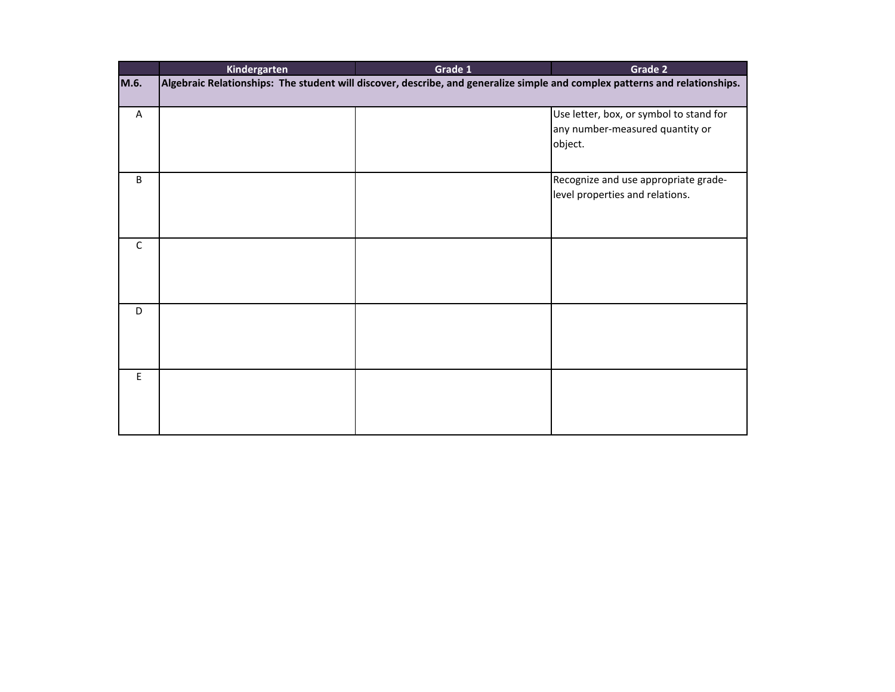| | Kindergarten | Grade 1 | Grade 2 |
|---|---|---|---|
| **M.6.** | **Algebraic Relationships: The student will discover, describe, and generalize simple and complex patterns and relationships.** | | |
| A | | | Use letter, box, or symbol to stand for any number-measured quantity or object. |
| B | | | Recognize and use appropriate grade-level properties and relations. |
| C | | | |
| D | | | |
| E | | | |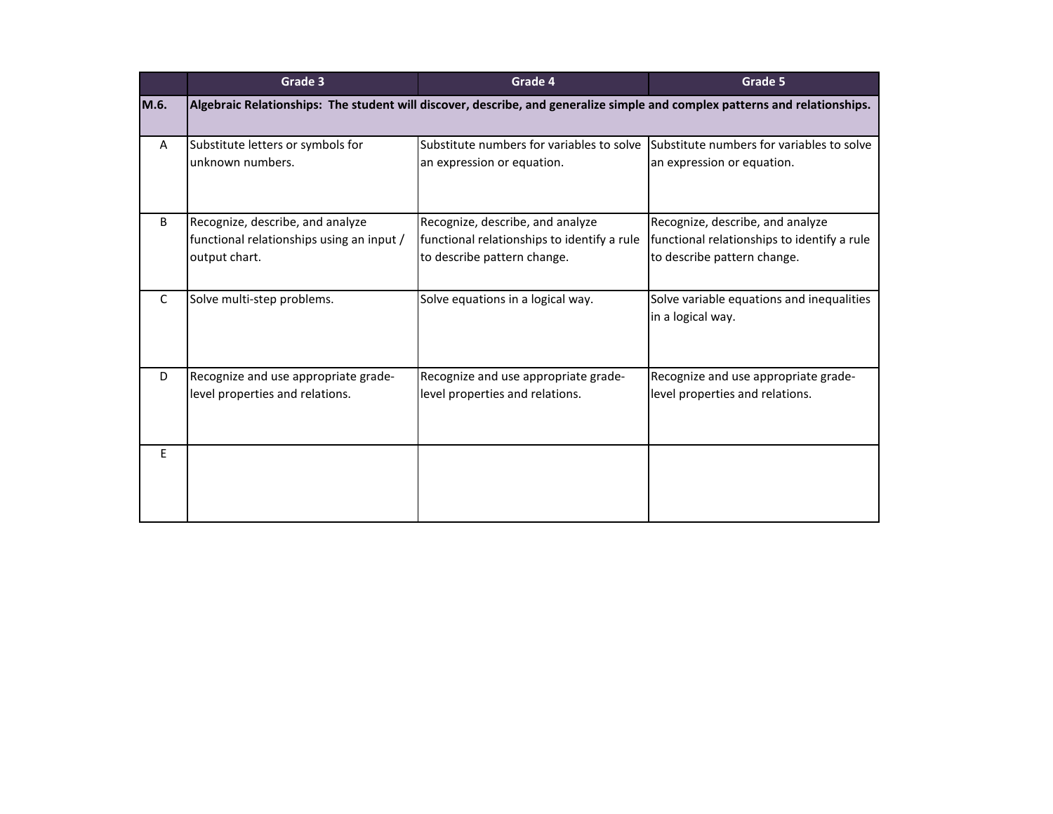| | Grade 3 | Grade 4 | Grade 5 |
|---|---|---|---|
| **M.6.** | **Algebraic Relationships: The student will discover, describe, and generalize simple and complex patterns and relationships.** | | |
| A | Substitute letters or symbols for unknown numbers. | Substitute numbers for variables to solve an expression or equation. | Substitute numbers for variables to solve an expression or equation. |
| B | Recognize, describe, and analyze functional relationships using an input / output chart. | Recognize, describe, and analyze functional relationships to identify a rule to describe pattern change. | Recognize, describe, and analyze functional relationships to identify a rule to describe pattern change. |
| C | Solve multi-step problems. | Solve equations in a logical way. | Solve variable equations and inequalities in a logical way. |
| D | Recognize and use appropriate grade-level properties and relations. | Recognize and use appropriate grade-level properties and relations. | Recognize and use appropriate grade-level properties and relations. |
| E | | | |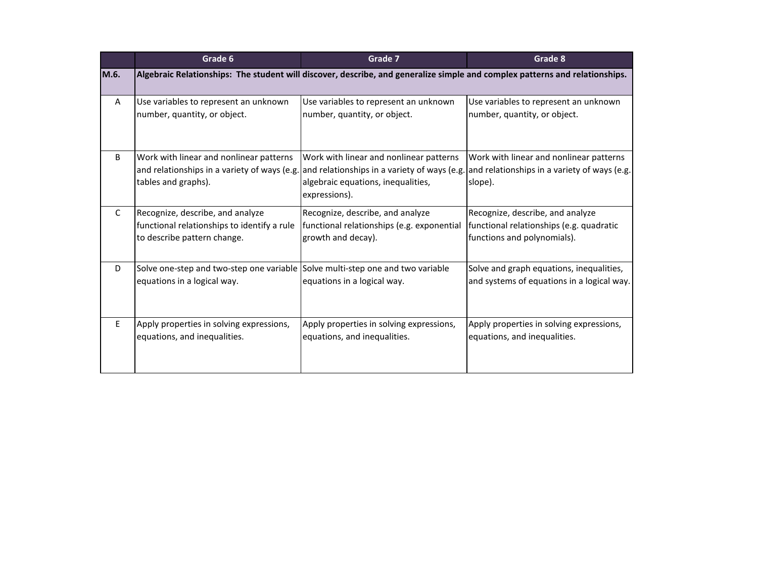| | Grade 6 | Grade 7 | Grade 8 |
|---|---|---|---|
| **M.6.** | **Algebraic Relationships: The student will discover, describe, and generalize simple and complex patterns and relationships.** | | |
| A | Use variables to represent an unknown number, quantity, or object. | Use variables to represent an unknown number, quantity, or object. | Use variables to represent an unknown number, quantity, or object. |
| B | Work with linear and nonlinear patterns and relationships in a variety of ways (e.g. tables and graphs). | Work with linear and nonlinear patterns and relationships in a variety of ways (e.g. algebraic equations, inequalities, expressions). | Work with linear and nonlinear patterns and relationships in a variety of ways (e.g. slope). |
| C | Recognize, describe, and analyze functional relationships to identify a rule to describe pattern change. | Recognize, describe, and analyze functional relationships (e.g. exponential growth and decay). | Recognize, describe, and analyze functional relationships (e.g. quadratic functions and polynomials). |
| D | Solve one-step and two-step one variable equations in a logical way. | Solve multi-step one and two variable equations in a logical way. | Solve and graph equations, inequalities, and systems of equations in a logical way. |
| E | Apply properties in solving expressions, equations, and inequalities. | Apply properties in solving expressions, equations, and inequalities. | Apply properties in solving expressions, equations, and inequalities. |